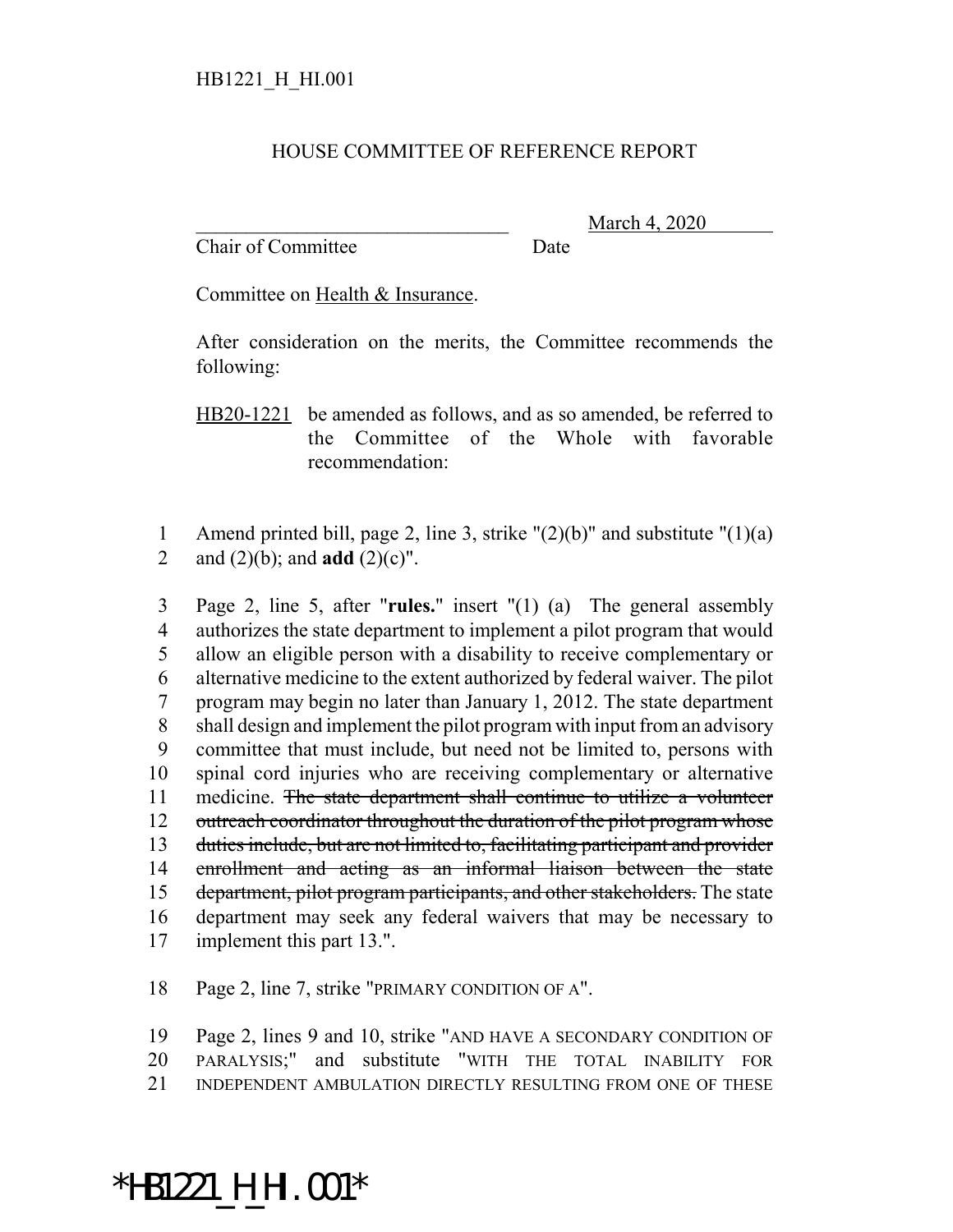HB1221_H_HI.001

# HOUSE COMMITTEE OF REFERENCE REPORT

________________________________ March 4, 2020
Chair of Committee Date

Committee on Health & Insurance.

After consideration on the merits, the Committee recommends the following:

HB20-1221 be amended as follows, and as so amended, be referred to the Committee of the Whole with favorable recommendation:

1 Amend printed bill, page 2, line 3, strike "(2)(b)" and substitute "(1)(a)
2 and (2)(b); and **add** (2)(c)".

3 Page 2, line 5, after "**rules.**" insert "(1) (a) The general assembly
4 authorizes the state department to implement a pilot program that would
5 allow an eligible person with a disability to receive complementary or
6 alternative medicine to the extent authorized by federal waiver. The pilot
7 program may begin no later than January 1, 2012. The state department
8 shall design and implement the pilot program with input from an advisory
9 committee that must include, but need not be limited to, persons with
10 spinal cord injuries who are receiving complementary or alternative
11 medicine. ~~The state department shall continue to utilize a volunteer~~
12 ~~outreach coordinator throughout the duration of the pilot program whose~~
13 ~~duties include, but are not limited to, facilitating participant and provider~~
14 ~~enrollment and acting as an informal liaison between the state~~
15 ~~department, pilot program participants, and other stakeholders.~~ The state
16 department may seek any federal waivers that may be necessary to
17 implement this part 13.".

18 Page 2, line 7, strike "PRIMARY CONDITION OF A".

19 Page 2, lines 9 and 10, strike "AND HAVE A SECONDARY CONDITION OF
20 PARALYSIS;" and substitute "WITH THE TOTAL INABILITY FOR
21 INDEPENDENT AMBULATION DIRECTLY RESULTING FROM ONE OF THESE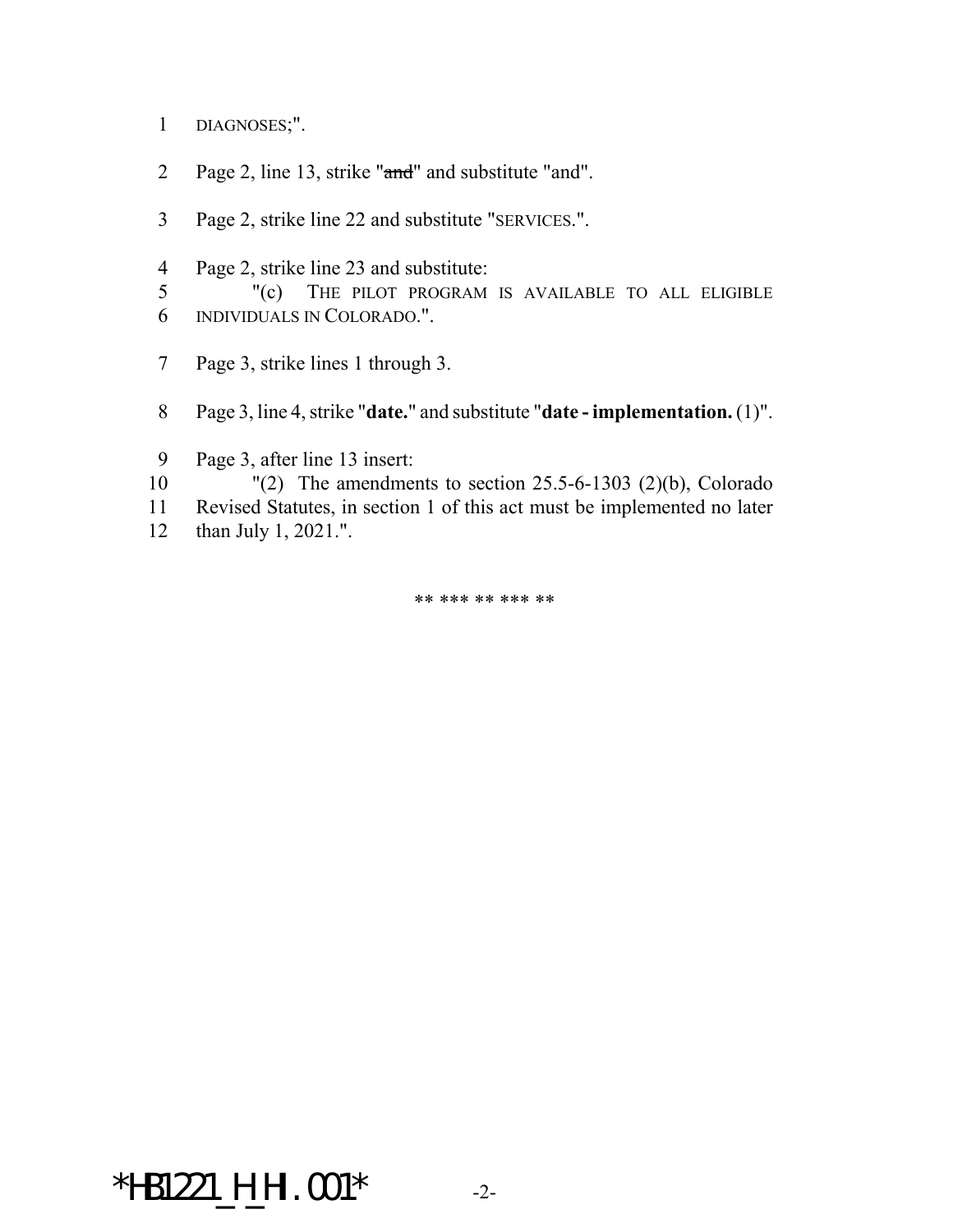1 DIAGNOSES;".

2 Page 2, line 13, strike "~~and~~" and substitute "and".

3 Page 2, strike line 22 and substitute "SERVICES.".

4 Page 2, strike line 23 and substitute:
5 "(c) THE PILOT PROGRAM IS AVAILABLE TO ALL ELIGIBLE
6 INDIVIDUALS IN COLORADO.".

7 Page 3, strike lines 1 through 3.

8 Page 3, line 4, strike "**date.**" and substitute "**date - implementation.** (1)".

9 Page 3, after line 13 insert:
10 "(2) The amendments to section 25.5-6-1303 (2)(b), Colorado
11 Revised Statutes, in section 1 of this act must be implemented no later
12 than July 1, 2021.".

** *** ** *** **

*HB1221_H_HI.001*